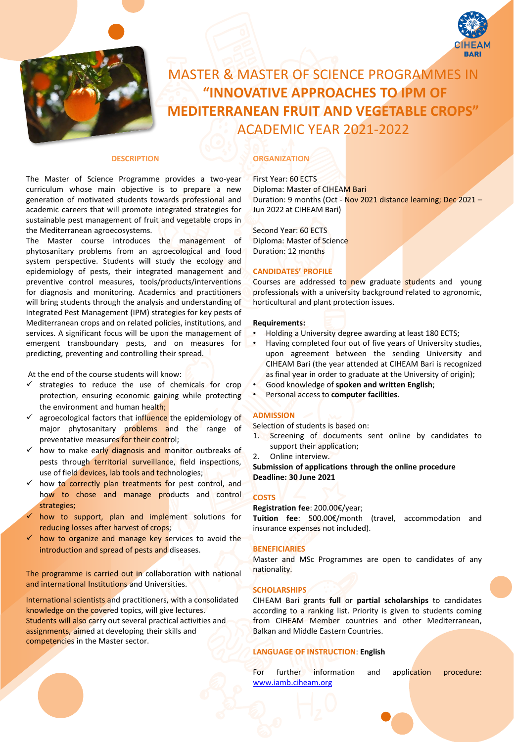# MASTER & MASTER OF SCIENCE PROGRAMMES IN "INNOVATIVE APPROACHES TO IPM OF MEDITERRANEAN FRUIT AND VEGETABLE CROPS" ACADEMIC YEAR 2021-2022

## DESCRIPTION

The Master of Science Programme provides a two-year curriculum whose main objective is to prepare a new generation of motivated students towards professional and academic careers that will promote integrated strategies for sustainable pest management of fruit and vegetable crops in the Mediterranean agroecosystems.

The Master course introduces the management of phytosanitary problems from an agroecological and food system perspective. Students will study the ecology and epidemiology of pests, their integrated management and preventive control measures, tools/products/interventions for diagnosis and monitoring. Academics and practitioners will bring students through the analysis and understanding of Integrated Pest Management (IPM) strategies for key pests of Mediterranean crops and on related policies, institutions, and services. A significant focus will be upon the management of emergent transboundary pests, and on measures for predicting, preventing and controlling their spread.

At the end of the course students will know:

- ✓ strategies to reduce the use of chemicals for crop protection, ensuring economic gaining while protecting the environment and human health;
- ✓ agroecological factors that influence the epidemiology of major phytosanitary problems and the range of preventative measures for their control;
- ✓ how to make early diagnosis and monitor outbreaks of pests through territorial surveillance, field inspections, use of field devices, lab tools and technologies;
- ✓ how to correctly plan treatments for pest control, and how to chose and manage products and control strategies;
- ✓ how to support, plan and implement solutions for reducing losses after harvest of crops;
- ✓ how to organize and manage key services to avoid the introduction and spread of pests and diseases.

The programme is carried out in collaboration with national and international Institutions and Universities.

International scientists and practitioners, with a consolidated knowledge on the covered topics, will give lectures.
Students will also carry out several practical activities and assignments, aimed at developing their skills and competencies in the Master sector.

## ORGANIZATION

First Year: 60 ECTS
Diploma: Master of CIHEAM Bari
Duration: 9 months (Oct - Nov 2021 distance learning; Dec 2021 – Jun 2022 at CIHEAM Bari)

Second Year: 60 ECTS
Diploma: Master of Science
Duration: 12 months

## CANDIDATES' PROFILE

Courses are addressed to new graduate students and young professionals with a university background related to agronomic, horticultural and plant protection issues.

**Requirements:**

- Holding a University degree awarding at least 180 ECTS;
- Having completed four out of five years of University studies, upon agreement between the sending University and CIHEAM Bari (the year attended at CIHEAM Bari is recognized as final year in order to graduate at the University of origin);
- Good knowledge of **spoken and written English**;
- Personal access to **computer facilities**.

## ADMISSION

Selection of students is based on:

1. Screening of documents sent online by candidates to support their application;
2. Online interview.

**Submission of applications through the online procedure**
**Deadline: 30 June 2021**

## COSTS

**Registration fee**: 200.00€/year;
**Tuition fee**: 500.00€/month (travel, accommodation and insurance expenses not included).

## BENEFICIARIES

Master and MSc Programmes are open to candidates of any nationality.

## SCHOLARSHIPS

CIHEAM Bari grants **full** or **partial scholarships** to candidates according to a ranking list. Priority is given to students coming from CIHEAM Member countries and other Mediterranean, Balkan and Middle Eastern Countries.

## LANGUAGE OF INSTRUCTION: **English**

For further information and application procedure: www.iamb.ciheam.org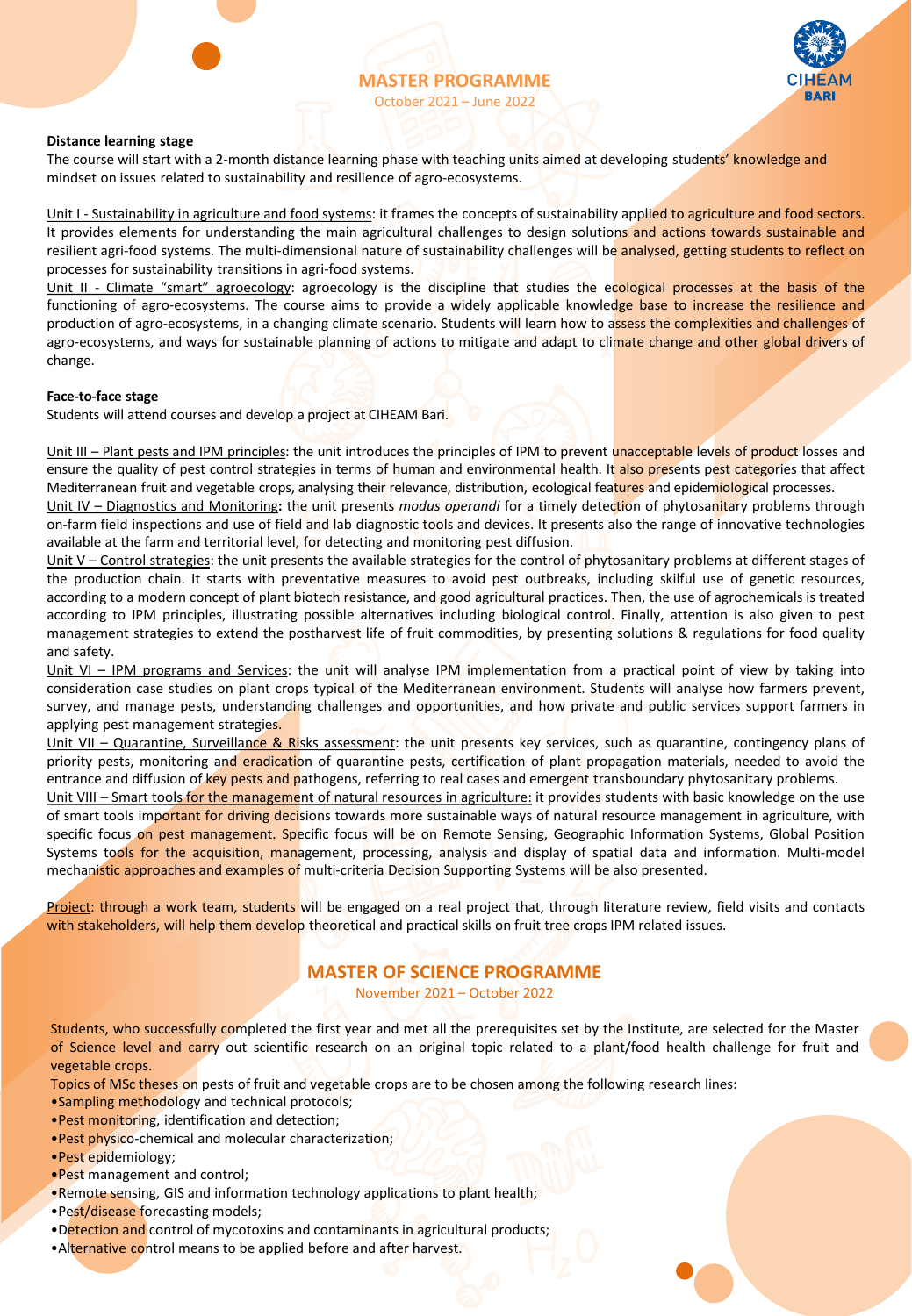## MASTER PROGRAMME

October 2021 – June 2022

**Distance learning stage**

The course will start with a 2-month distance learning phase with teaching units aimed at developing students' knowledge and mindset on issues related to sustainability and resilience of agro-ecosystems.

Unit I - Sustainability in agriculture and food systems: it frames the concepts of sustainability applied to agriculture and food sectors. It provides elements for understanding the main agricultural challenges to design solutions and actions towards sustainable and resilient agri-food systems. The multi-dimensional nature of sustainability challenges will be analysed, getting students to reflect on processes for sustainability transitions in agri-food systems.

Unit II - Climate "smart" agroecology: agroecology is the discipline that studies the ecological processes at the basis of the functioning of agro-ecosystems. The course aims to provide a widely applicable knowledge base to increase the resilience and production of agro-ecosystems, in a changing climate scenario. Students will learn how to assess the complexities and challenges of agro-ecosystems, and ways for sustainable planning of actions to mitigate and adapt to climate change and other global drivers of change.

**Face-to-face stage**

Students will attend courses and develop a project at CIHEAM Bari.

Unit III – Plant pests and IPM principles: the unit introduces the principles of IPM to prevent unacceptable levels of product losses and ensure the quality of pest control strategies in terms of human and environmental health. It also presents pest categories that affect Mediterranean fruit and vegetable crops, analysing their relevance, distribution, ecological features and epidemiological processes.

Unit IV – Diagnostics and Monitoring**:** the unit presents *modus operandi* for a timely detection of phytosanitary problems through on-farm field inspections and use of field and lab diagnostic tools and devices. It presents also the range of innovative technologies available at the farm and territorial level, for detecting and monitoring pest diffusion.

Unit V – Control strategies: the unit presents the available strategies for the control of phytosanitary problems at different stages of the production chain. It starts with preventative measures to avoid pest outbreaks, including skilful use of genetic resources, according to a modern concept of plant biotech resistance, and good agricultural practices. Then, the use of agrochemicals is treated according to IPM principles, illustrating possible alternatives including biological control. Finally, attention is also given to pest management strategies to extend the postharvest life of fruit commodities, by presenting solutions & regulations for food quality and safety.

Unit VI – IPM programs and Services: the unit will analyse IPM implementation from a practical point of view by taking into consideration case studies on plant crops typical of the Mediterranean environment. Students will analyse how farmers prevent, survey, and manage pests, understanding challenges and opportunities, and how private and public services support farmers in applying pest management strategies.

Unit VII – Quarantine, Surveillance & Risks assessment: the unit presents key services, such as quarantine, contingency plans of priority pests, monitoring and eradication of quarantine pests, certification of plant propagation materials, needed to avoid the entrance and diffusion of key pests and pathogens, referring to real cases and emergent transboundary phytosanitary problems.

Unit VIII – Smart tools for the management of natural resources in agriculture: it provides students with basic knowledge on the use of smart tools important for driving decisions towards more sustainable ways of natural resource management in agriculture, with specific focus on pest management. Specific focus will be on Remote Sensing, Geographic Information Systems, Global Position Systems tools for the acquisition, management, processing, analysis and display of spatial data and information. Multi-model mechanistic approaches and examples of multi-criteria Decision Supporting Systems will be also presented.

Project: through a work team, students will be engaged on a real project that, through literature review, field visits and contacts with stakeholders, will help them develop theoretical and practical skills on fruit tree crops IPM related issues.

## MASTER OF SCIENCE PROGRAMME

November 2021 – October 2022

Students, who successfully completed the first year and met all the prerequisites set by the Institute, are selected for the Master of Science level and carry out scientific research on an original topic related to a plant/food health challenge for fruit and vegetable crops.

Topics of MSc theses on pests of fruit and vegetable crops are to be chosen among the following research lines:

- Sampling methodology and technical protocols;
- Pest monitoring, identification and detection;
- Pest physico-chemical and molecular characterization;
- Pest epidemiology;
- Pest management and control;
- Remote sensing, GIS and information technology applications to plant health;
- Pest/disease forecasting models;
- Detection and control of mycotoxins and contaminants in agricultural products;
- Alternative control means to be applied before and after harvest.